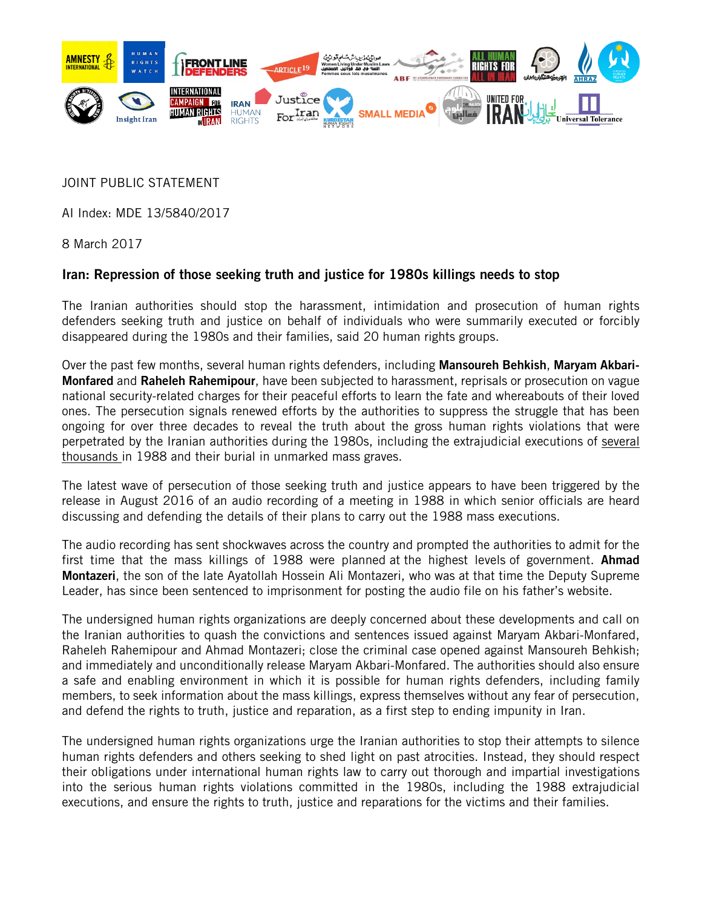JOINT PUBLIC STATEMENT

AI Index: MDE 13/5840/2017

8 March 2017

## Iran: Repression of those seeking truth and justice for 1980s killings needs to stop

The Iranian authorities should stop the harassment, intimidation and prosecution of human rights defenders seeking truth and justice on behalf of individuals who were summarily executed or forcibly disappeared during the 1980s and their families, said 20 human rights groups.

Over the past few months, several human rights defenders, including **Mansoureh Behkish**, **Maryam Akbari-Monfared** and **Raheleh Rahemipour**, have been subjected to harassment, reprisals or prosecution on vague national security-related charges for their peaceful efforts to learn the fate and whereabouts of their loved ones. The persecution signals renewed efforts by the authorities to suppress the struggle that has been ongoing for over three decades to reveal the truth about the gross human rights violations that were perpetrated by the Iranian authorities during the 1980s, including the extrajudicial executions of several thousands in 1988 and their burial in unmarked mass graves.

The latest wave of persecution of those seeking truth and justice appears to have been triggered by the release in August 2016 of an audio recording of a meeting in 1988 in which senior officials are heard discussing and defending the details of their plans to carry out the 1988 mass executions.

The audio recording has sent shockwaves across the country and prompted the authorities to admit for the first time that the mass killings of 1988 were planned at the highest levels of government. **Ahmad Montazeri**, the son of the late Ayatollah Hossein Ali Montazeri, who was at that time the Deputy Supreme Leader, has since been sentenced to imprisonment for posting the audio file on his father's website.

The undersigned human rights organizations are deeply concerned about these developments and call on the Iranian authorities to quash the convictions and sentences issued against Maryam Akbari-Monfared, Raheleh Rahemipour and Ahmad Montazeri; close the criminal case opened against Mansoureh Behkish; and immediately and unconditionally release Maryam Akbari-Monfared. The authorities should also ensure a safe and enabling environment in which it is possible for human rights defenders, including family members, to seek information about the mass killings, express themselves without any fear of persecution, and defend the rights to truth, justice and reparation, as a first step to ending impunity in Iran.

The undersigned human rights organizations urge the Iranian authorities to stop their attempts to silence human rights defenders and others seeking to shed light on past atrocities. Instead, they should respect their obligations under international human rights law to carry out thorough and impartial investigations into the serious human rights violations committed in the 1980s, including the 1988 extrajudicial executions, and ensure the rights to truth, justice and reparations for the victims and their families.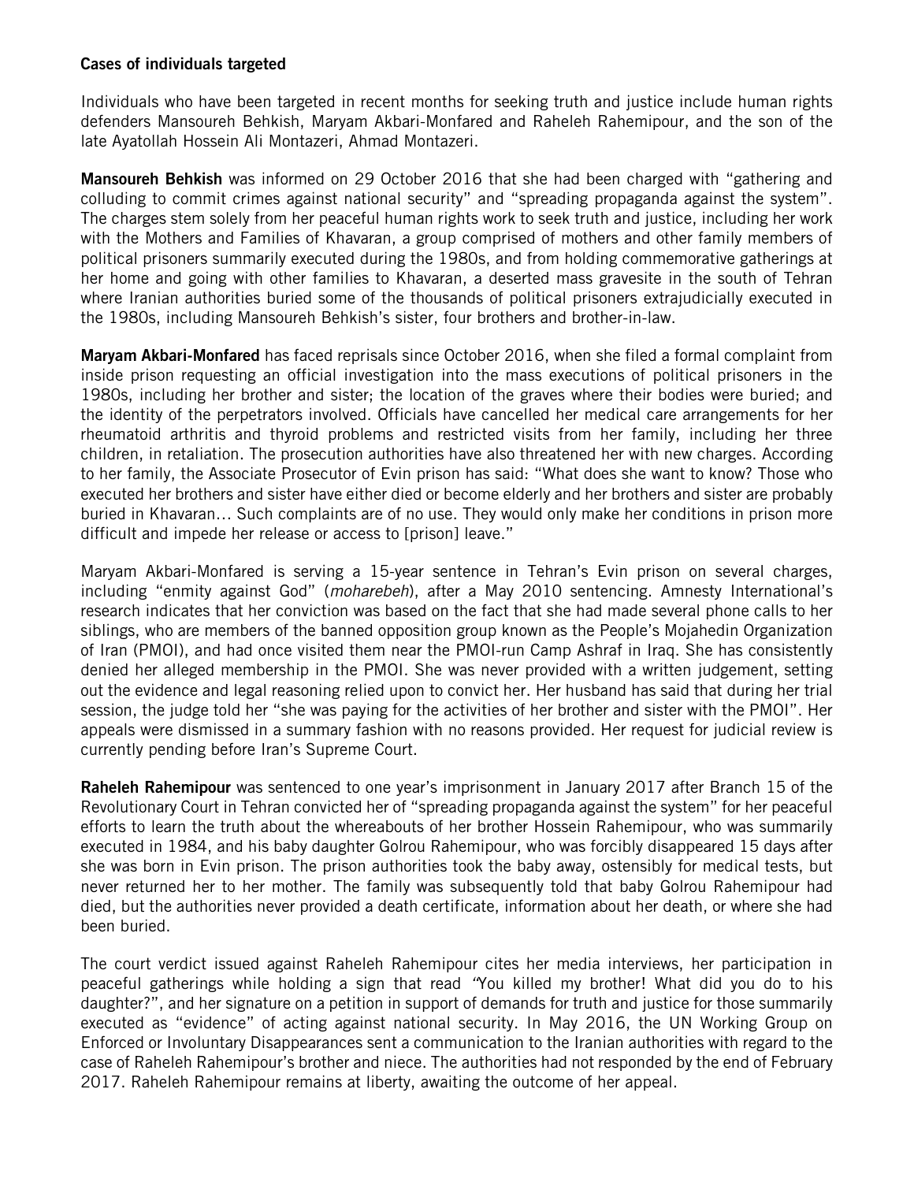**Cases of individuals targeted**

Individuals who have been targeted in recent months for seeking truth and justice include human rights defenders Mansoureh Behkish, Maryam Akbari-Monfared and Raheleh Rahemipour, and the son of the late Ayatollah Hossein Ali Montazeri, Ahmad Montazeri.

**Mansoureh Behkish** was informed on 29 October 2016 that she had been charged with "gathering and colluding to commit crimes against national security" and "spreading propaganda against the system". The charges stem solely from her peaceful human rights work to seek truth and justice, including her work with the Mothers and Families of Khavaran, a group comprised of mothers and other family members of political prisoners summarily executed during the 1980s, and from holding commemorative gatherings at her home and going with other families to Khavaran, a deserted mass gravesite in the south of Tehran where Iranian authorities buried some of the thousands of political prisoners extrajudicially executed in the 1980s, including Mansoureh Behkish's sister, four brothers and brother-in-law.

**Maryam Akbari-Monfared** has faced reprisals since October 2016, when she filed a formal complaint from inside prison requesting an official investigation into the mass executions of political prisoners in the 1980s, including her brother and sister; the location of the graves where their bodies were buried; and the identity of the perpetrators involved. Officials have cancelled her medical care arrangements for her rheumatoid arthritis and thyroid problems and restricted visits from her family, including her three children, in retaliation. The prosecution authorities have also threatened her with new charges. According to her family, the Associate Prosecutor of Evin prison has said: "What does she want to know? Those who executed her brothers and sister have either died or become elderly and her brothers and sister are probably buried in Khavaran… Such complaints are of no use. They would only make her conditions in prison more difficult and impede her release or access to [prison] leave."

Maryam Akbari-Monfared is serving a 15-year sentence in Tehran's Evin prison on several charges, including "enmity against God" (*moharebeh*), after a May 2010 sentencing. Amnesty International's research indicates that her conviction was based on the fact that she had made several phone calls to her siblings, who are members of the banned opposition group known as the People's Mojahedin Organization of Iran (PMOI), and had once visited them near the PMOI-run Camp Ashraf in Iraq. She has consistently denied her alleged membership in the PMOI. She was never provided with a written judgement, setting out the evidence and legal reasoning relied upon to convict her. Her husband has said that during her trial session, the judge told her "she was paying for the activities of her brother and sister with the PMOI". Her appeals were dismissed in a summary fashion with no reasons provided. Her request for judicial review is currently pending before Iran's Supreme Court.

**Raheleh Rahemipour** was sentenced to one year's imprisonment in January 2017 after Branch 15 of the Revolutionary Court in Tehran convicted her of "spreading propaganda against the system" for her peaceful efforts to learn the truth about the whereabouts of her brother Hossein Rahemipour, who was summarily executed in 1984, and his baby daughter Golrou Rahemipour, who was forcibly disappeared 15 days after she was born in Evin prison. The prison authorities took the baby away, ostensibly for medical tests, but never returned her to her mother. The family was subsequently told that baby Golrou Rahemipour had died, but the authorities never provided a death certificate, information about her death, or where she had been buried.

The court verdict issued against Raheleh Rahemipour cites her media interviews, her participation in peaceful gatherings while holding a sign that read "You killed my brother! What did you do to his daughter?", and her signature on a petition in support of demands for truth and justice for those summarily executed as "evidence" of acting against national security. In May 2016, the UN Working Group on Enforced or Involuntary Disappearances sent a communication to the Iranian authorities with regard to the case of Raheleh Rahemipour's brother and niece. The authorities had not responded by the end of February 2017. Raheleh Rahemipour remains at liberty, awaiting the outcome of her appeal.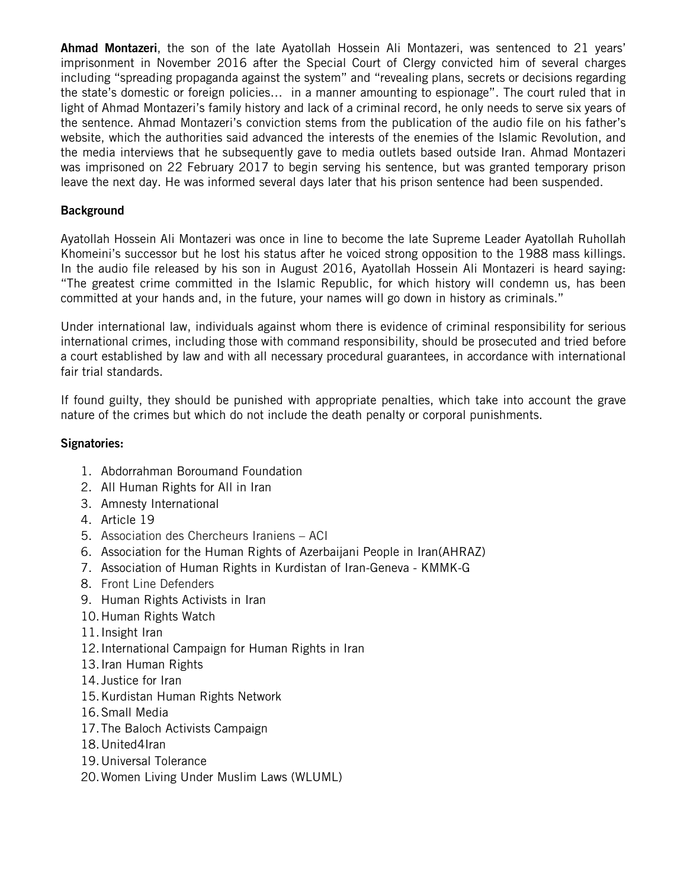**Ahmad Montazeri**, the son of the late Ayatollah Hossein Ali Montazeri, was sentenced to 21 years' imprisonment in November 2016 after the Special Court of Clergy convicted him of several charges including "spreading propaganda against the system" and "revealing plans, secrets or decisions regarding the state's domestic or foreign policies… in a manner amounting to espionage". The court ruled that in light of Ahmad Montazeri's family history and lack of a criminal record, he only needs to serve six years of the sentence. Ahmad Montazeri's conviction stems from the publication of the audio file on his father's website, which the authorities said advanced the interests of the enemies of the Islamic Revolution, and the media interviews that he subsequently gave to media outlets based outside Iran. Ahmad Montazeri was imprisoned on 22 February 2017 to begin serving his sentence, but was granted temporary prison leave the next day. He was informed several days later that his prison sentence had been suspended.

**Background**

Ayatollah Hossein Ali Montazeri was once in line to become the late Supreme Leader Ayatollah Ruhollah Khomeini's successor but he lost his status after he voiced strong opposition to the 1988 mass killings. In the audio file released by his son in August 2016, Ayatollah Hossein Ali Montazeri is heard saying: "The greatest crime committed in the Islamic Republic, for which history will condemn us, has been committed at your hands and, in the future, your names will go down in history as criminals."

Under international law, individuals against whom there is evidence of criminal responsibility for serious international crimes, including those with command responsibility, should be prosecuted and tried before a court established by law and with all necessary procedural guarantees, in accordance with international fair trial standards.

If found guilty, they should be punished with appropriate penalties, which take into account the grave nature of the crimes but which do not include the death penalty or corporal punishments.

**Signatories:**

1. Abdorrahman Boroumand Foundation
2. All Human Rights for All in Iran
3. Amnesty International
4. Article 19
5. Association des Chercheurs Iraniens – ACI
6. Association for the Human Rights of Azerbaijani People in Iran(AHRAZ)
7. Association of Human Rights in Kurdistan of Iran-Geneva - KMMK-G
8. Front Line Defenders
9. Human Rights Activists in Iran
10. Human Rights Watch
11. Insight Iran
12. International Campaign for Human Rights in Iran
13. Iran Human Rights
14. Justice for Iran
15. Kurdistan Human Rights Network
16. Small Media
17. The Baloch Activists Campaign
18. United4Iran
19. Universal Tolerance
20. Women Living Under Muslim Laws (WLUML)